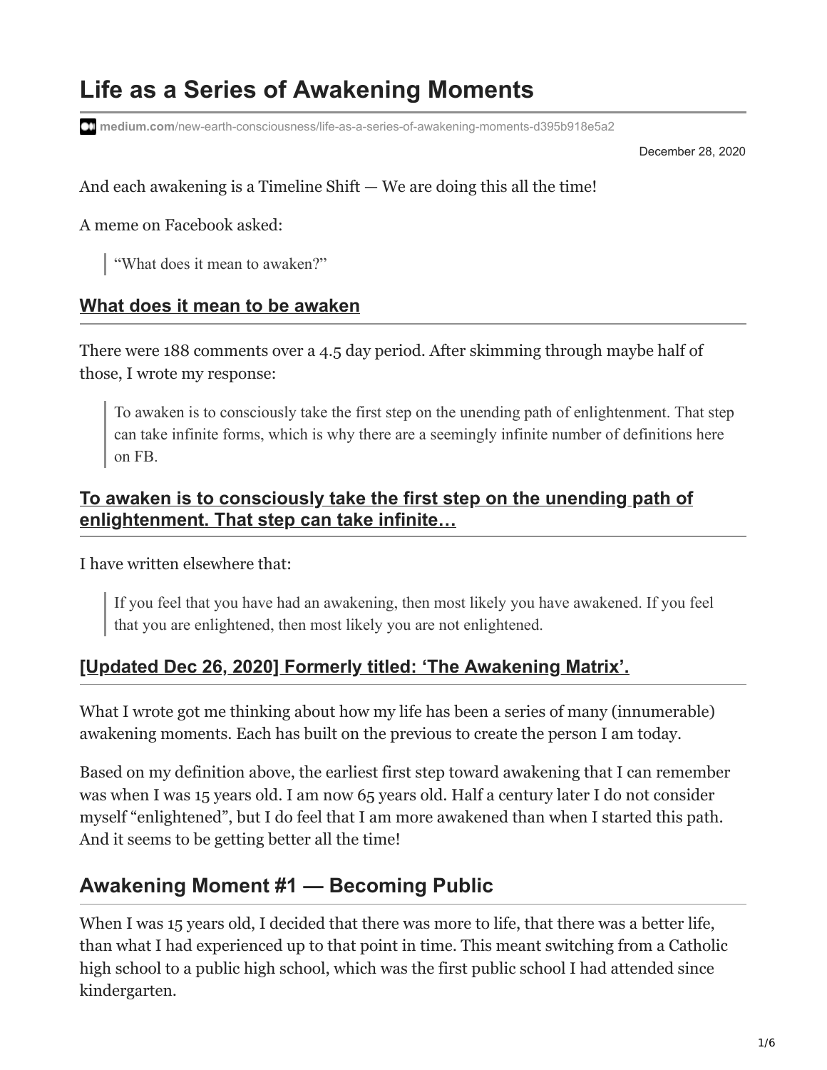# Life as a Series of Awakening Moments

medium.com/new-earth-consciousness/life-as-a-series-of-awakening-moments-d395b918e5a2

December 28, 2020

And each awakening is a Timeline Shift — We are doing this all the time!

A meme on Facebook asked:

> "What does it mean to awaken?"

### What does it mean to be awaken

There were 188 comments over a 4.5 day period. After skimming through maybe half of those, I wrote my response:

> To awaken is to consciously take the first step on the unending path of enlightenment. That step can take infinite forms, which is why there are a seemingly infinite number of definitions here on FB.

### To awaken is to consciously take the first step on the unending path of enlightenment. That step can take infinite…

I have written elsewhere that:

> If you feel that you have had an awakening, then most likely you have awakened. If you feel that you are enlightened, then most likely you are not enlightened.

### [Updated Dec 26, 2020] Formerly titled: 'The Awakening Matrix'.

What I wrote got me thinking about how my life has been a series of many (innumerable) awakening moments. Each has built on the previous to create the person I am today.

Based on my definition above, the earliest first step toward awakening that I can remember was when I was 15 years old. I am now 65 years old. Half a century later I do not consider myself "enlightened", but I do feel that I am more awakened than when I started this path. And it seems to be getting better all the time!

## Awakening Moment #1 — Becoming Public

When I was 15 years old, I decided that there was more to life, that there was a better life, than what I had experienced up to that point in time. This meant switching from a Catholic high school to a public high school, which was the first public school I had attended since kindergarten.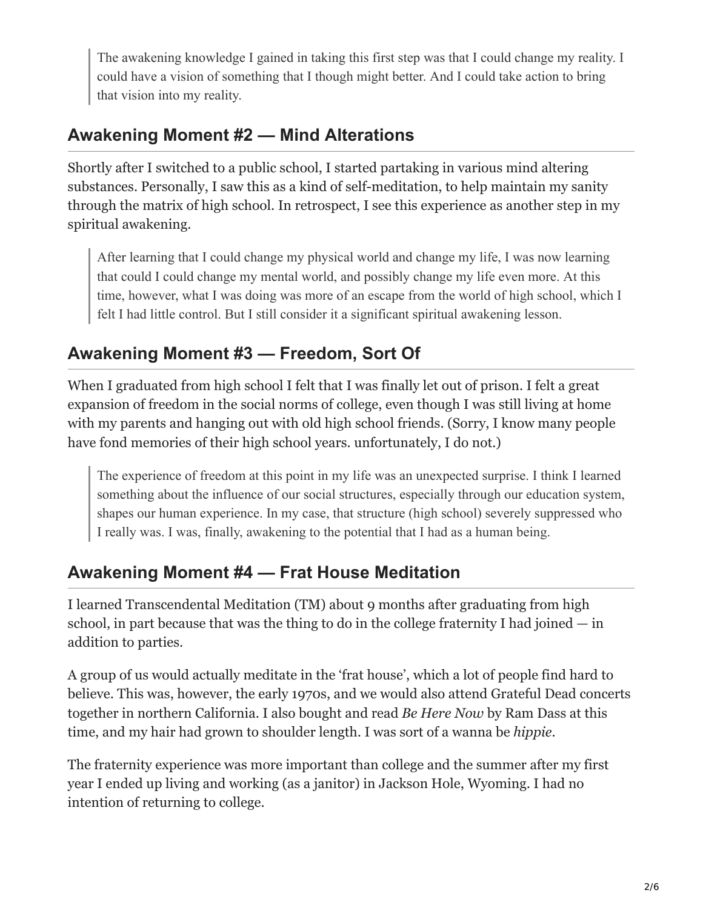> The awakening knowledge I gained in taking this first step was that I could change my reality. I could have a vision of something that I though might better. And I could take action to bring that vision into my reality.

## Awakening Moment #2 — Mind Alterations

Shortly after I switched to a public school, I started partaking in various mind altering substances. Personally, I saw this as a kind of self-meditation, to help maintain my sanity through the matrix of high school. In retrospect, I see this experience as another step in my spiritual awakening.

> After learning that I could change my physical world and change my life, I was now learning that could I could change my mental world, and possibly change my life even more. At this time, however, what I was doing was more of an escape from the world of high school, which I felt I had little control. But I still consider it a significant spiritual awakening lesson.

## Awakening Moment #3 — Freedom, Sort Of

When I graduated from high school I felt that I was finally let out of prison. I felt a great expansion of freedom in the social norms of college, even though I was still living at home with my parents and hanging out with old high school friends. (Sorry, I know many people have fond memories of their high school years. unfortunately, I do not.)

> The experience of freedom at this point in my life was an unexpected surprise. I think I learned something about the influence of our social structures, especially through our education system, shapes our human experience. In my case, that structure (high school) severely suppressed who I really was. I was, finally, awakening to the potential that I had as a human being.

## Awakening Moment #4 — Frat House Meditation

I learned Transcendental Meditation (TM) about 9 months after graduating from high school, in part because that was the thing to do in the college fraternity I had joined — in addition to parties.

A group of us would actually meditate in the 'frat house', which a lot of people find hard to believe. This was, however, the early 1970s, and we would also attend Grateful Dead concerts together in northern California. I also bought and read *Be Here Now* by Ram Dass at this time, and my hair had grown to shoulder length. I was sort of a wanna be *hippie*.

The fraternity experience was more important than college and the summer after my first year I ended up living and working (as a janitor) in Jackson Hole, Wyoming. I had no intention of returning to college.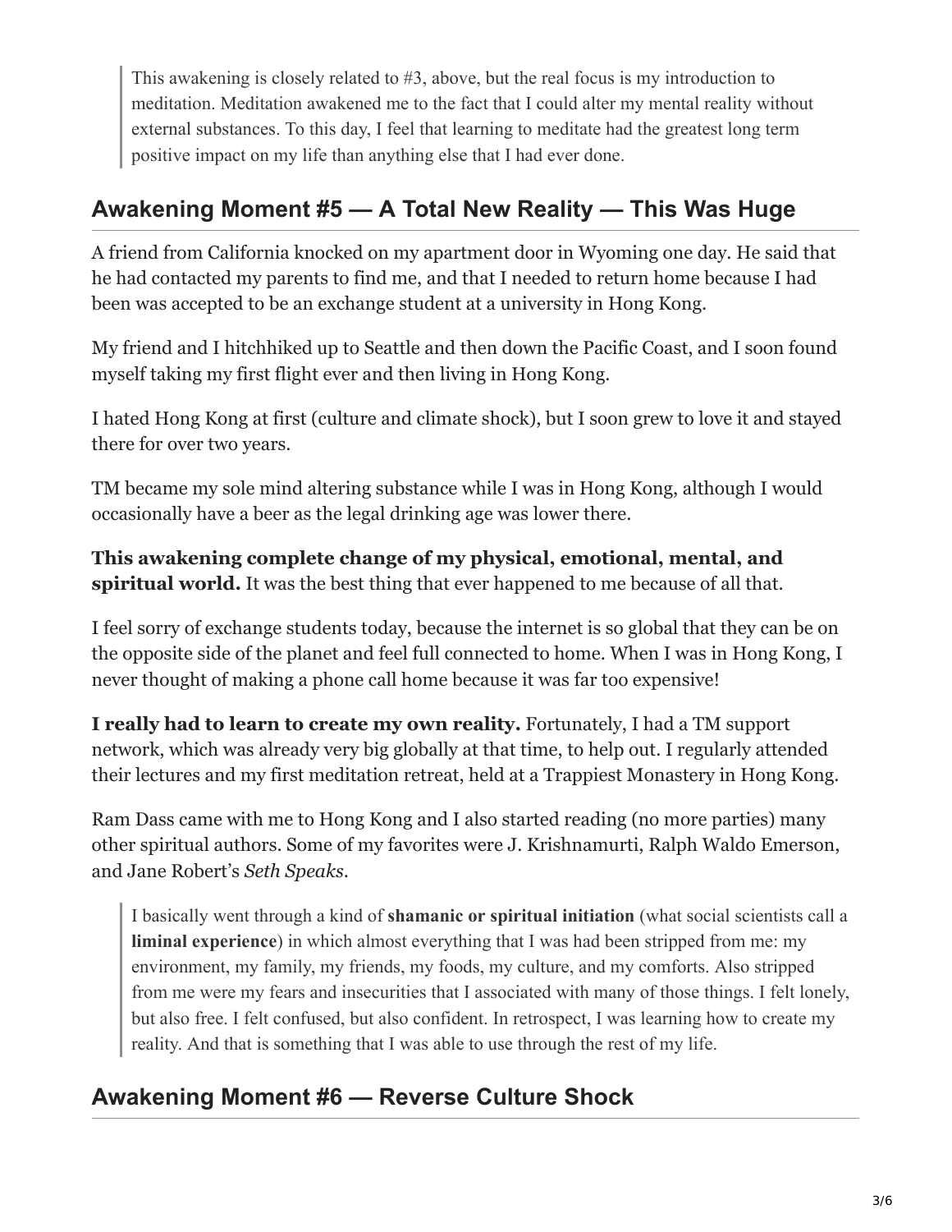> This awakening is closely related to #3, above, but the real focus is my introduction to meditation. Meditation awakened me to the fact that I could alter my mental reality without external substances. To this day, I feel that learning to meditate had the greatest long term positive impact on my life than anything else that I had ever done.

## Awakening Moment #5 — A Total New Reality — This Was Huge

A friend from California knocked on my apartment door in Wyoming one day. He said that he had contacted my parents to find me, and that I needed to return home because I had been was accepted to be an exchange student at a university in Hong Kong.

My friend and I hitchhiked up to Seattle and then down the Pacific Coast, and I soon found myself taking my first flight ever and then living in Hong Kong.

I hated Hong Kong at first (culture and climate shock), but I soon grew to love it and stayed there for over two years.

TM became my sole mind altering substance while I was in Hong Kong, although I would occasionally have a beer as the legal drinking age was lower there.

**This awakening complete change of my physical, emotional, mental, and spiritual world.** It was the best thing that ever happened to me because of all that.

I feel sorry of exchange students today, because the internet is so global that they can be on the opposite side of the planet and feel full connected to home. When I was in Hong Kong, I never thought of making a phone call home because it was far too expensive!

**I really had to learn to create my own reality.** Fortunately, I had a TM support network, which was already very big globally at that time, to help out. I regularly attended their lectures and my first meditation retreat, held at a Trappiest Monastery in Hong Kong.

Ram Dass came with me to Hong Kong and I also started reading (no more parties) many other spiritual authors. Some of my favorites were J. Krishnamurti, Ralph Waldo Emerson, and Jane Robert's *Seth Speaks*.

> I basically went through a kind of **shamanic or spiritual initiation** (what social scientists call a **liminal experience**) in which almost everything that I was had been stripped from me: my environment, my family, my friends, my foods, my culture, and my comforts. Also stripped from me were my fears and insecurities that I associated with many of those things. I felt lonely, but also free. I felt confused, but also confident. In retrospect, I was learning how to create my reality. And that is something that I was able to use through the rest of my life.

## Awakening Moment #6 — Reverse Culture Shock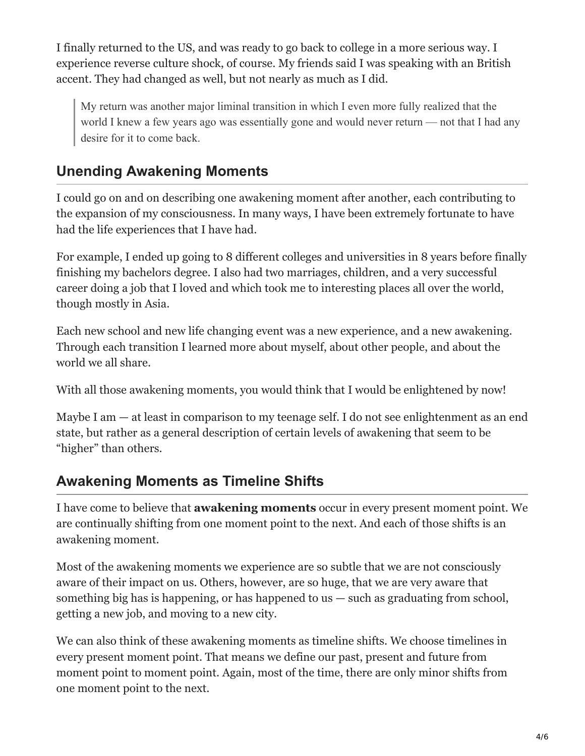I finally returned to the US, and was ready to go back to college in a more serious way. I experience reverse culture shock, of course. My friends said I was speaking with an British accent. They had changed as well, but not nearly as much as I did.

> My return was another major liminal transition in which I even more fully realized that the world I knew a few years ago was essentially gone and would never return — not that I had any desire for it to come back.

## Unending Awakening Moments

I could go on and on describing one awakening moment after another, each contributing to the expansion of my consciousness. In many ways, I have been extremely fortunate to have had the life experiences that I have had.

For example, I ended up going to 8 different colleges and universities in 8 years before finally finishing my bachelors degree. I also had two marriages, children, and a very successful career doing a job that I loved and which took me to interesting places all over the world, though mostly in Asia.

Each new school and new life changing event was a new experience, and a new awakening. Through each transition I learned more about myself, about other people, and about the world we all share.

With all those awakening moments, you would think that I would be enlightened by now!

Maybe I am — at least in comparison to my teenage self. I do not see enlightenment as an end state, but rather as a general description of certain levels of awakening that seem to be "higher" than others.

## Awakening Moments as Timeline Shifts

I have come to believe that **awakening moments** occur in every present moment point. We are continually shifting from one moment point to the next. And each of those shifts is an awakening moment.

Most of the awakening moments we experience are so subtle that we are not consciously aware of their impact on us. Others, however, are so huge, that we are very aware that something big has is happening, or has happened to us — such as graduating from school, getting a new job, and moving to a new city.

We can also think of these awakening moments as timeline shifts. We choose timelines in every present moment point. That means we define our past, present and future from moment point to moment point. Again, most of the time, there are only minor shifts from one moment point to the next.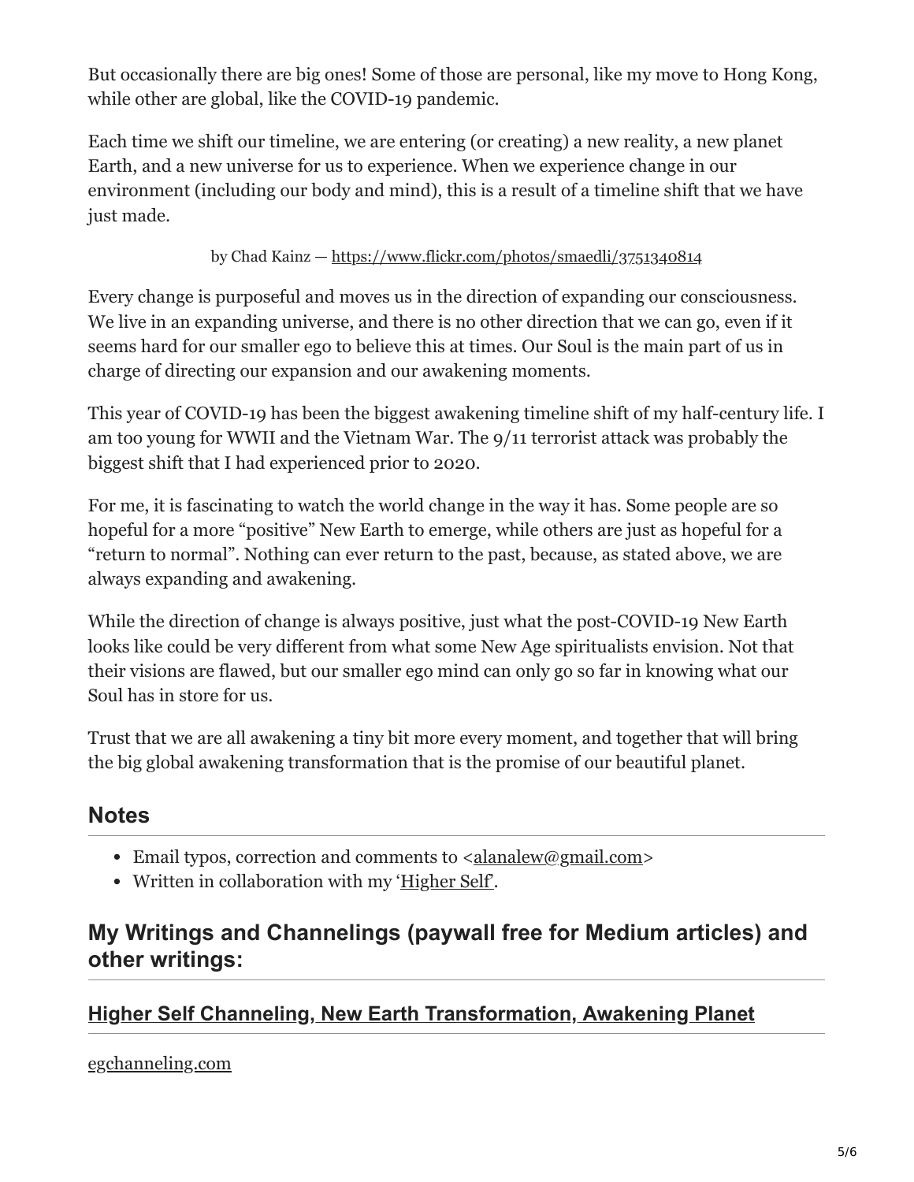But occasionally there are big ones! Some of those are personal, like my move to Hong Kong, while other are global, like the COVID-19 pandemic.

Each time we shift our timeline, we are entering (or creating) a new reality, a new planet Earth, and a new universe for us to experience. When we experience change in our environment (including our body and mind), this is a result of a timeline shift that we have just made.

by Chad Kainz — [https://www.flickr.com/photos/smaedli/3751340814](https://www.flickr.com/photos/smaedli/3751340814)

Every change is purposeful and moves us in the direction of expanding our consciousness. We live in an expanding universe, and there is no other direction that we can go, even if it seems hard for our smaller ego to believe this at times. Our Soul is the main part of us in charge of directing our expansion and our awakening moments.

This year of COVID-19 has been the biggest awakening timeline shift of my half-century life. I am too young for WWII and the Vietnam War. The 9/11 terrorist attack was probably the biggest shift that I had experienced prior to 2020.

For me, it is fascinating to watch the world change in the way it has. Some people are so hopeful for a more "positive" New Earth to emerge, while others are just as hopeful for a "return to normal". Nothing can ever return to the past, because, as stated above, we are always expanding and awakening.

While the direction of change is always positive, just what the post-COVID-19 New Earth looks like could be very different from what some New Age spiritualists envision. Not that their visions are flawed, but our smaller ego mind can only go so far in knowing what our Soul has in store for us.

Trust that we are all awakening a tiny bit more every moment, and together that will bring the big global awakening transformation that is the promise of our beautiful planet.

## Notes

- Email typos, correction and comments to <alanalew@gmail.com>
- Written in collaboration with my '[Higher Self](#)'.

## My Writings and Channelings (paywall free for Medium articles) and other writings:

### [Higher Self Channeling, New Earth Transformation, Awakening Planet](#)

[egchanneling.com](#)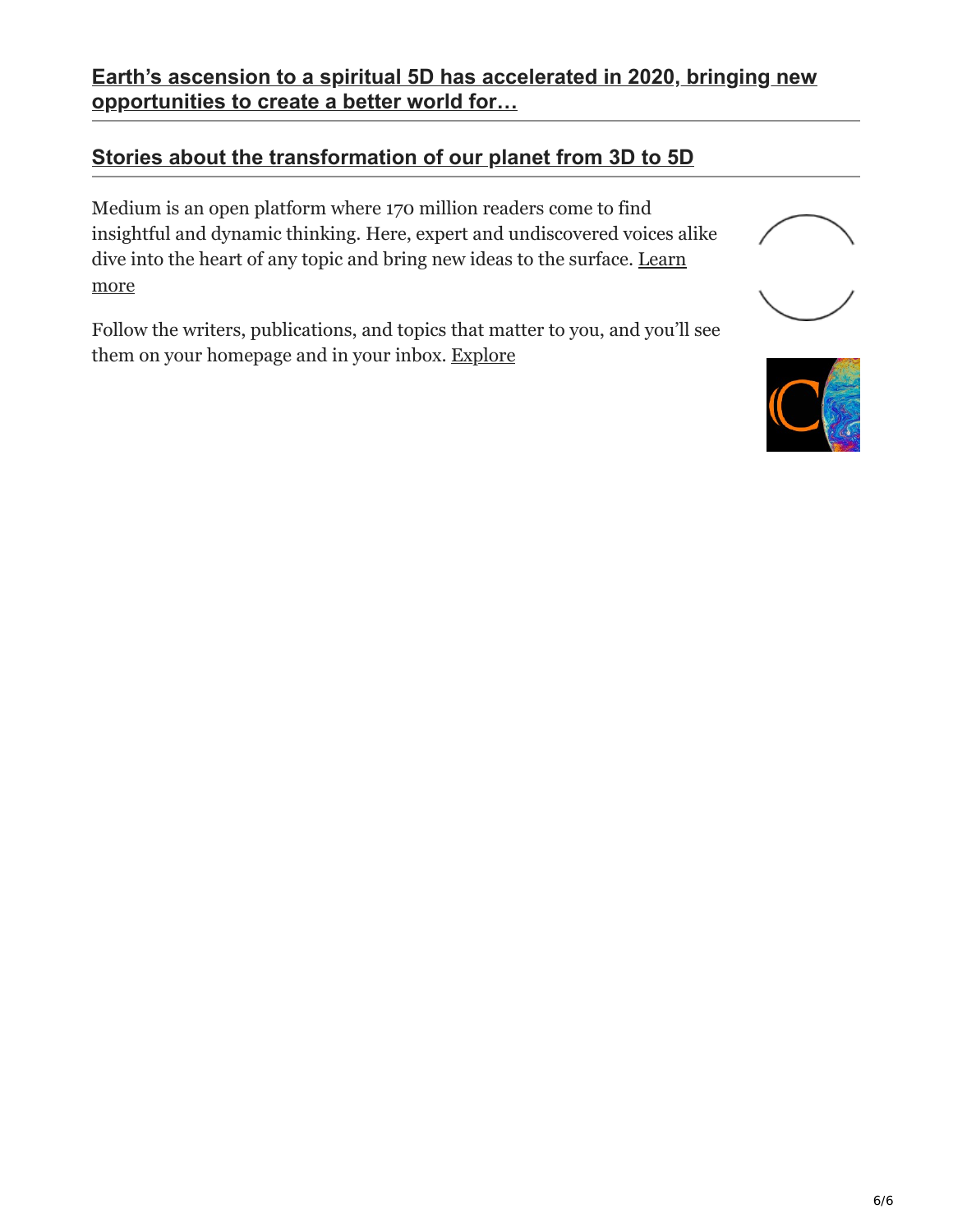## Earth's ascension to a spiritual 5D has accelerated in 2020, bringing new opportunities to create a better world for…

## Stories about the transformation of our planet from 3D to 5D

Medium is an open platform where 170 million readers come to find insightful and dynamic thinking. Here, expert and undiscovered voices alike dive into the heart of any topic and bring new ideas to the surface. Learn more

Follow the writers, publications, and topics that matter to you, and you'll see them on your homepage and in your inbox. Explore